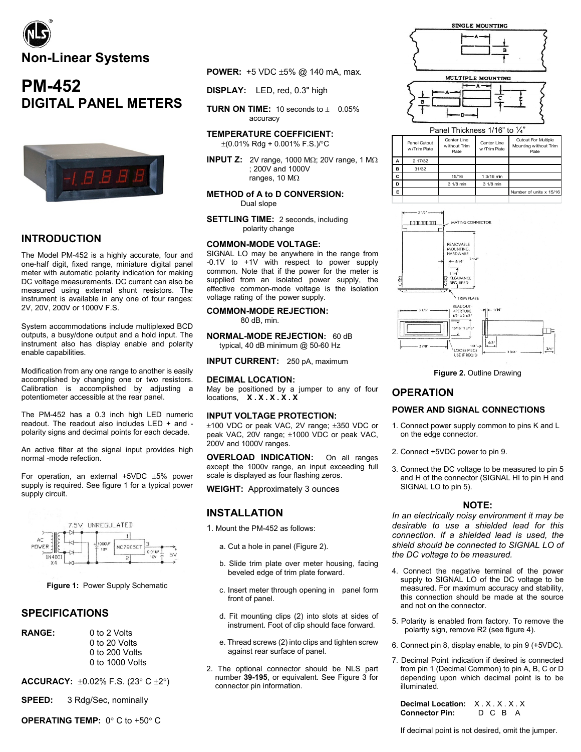# Non-Linear Systems

# PM-452
## DIGITAL PANEL METERS

## INTRODUCTION

The Model PM-452 is a highly accurate, four and one-half digit, fixed range, miniature digital panel meter with automatic polarity indication for making DC voltage measurements. DC current can also be measured using external shunt resistors. The instrument is available in any one of four ranges: 2V, 20V, 200V or 1000V F.S.

System accommodations include multiplexed BCD outputs, a busy/done output and a hold input. The instrument also has display enable and polarity enable capabilities.

Modification from any one range to another is easily accomplished by changing one or two resistors. Calibration is accomplished by adjusting a potentiometer accessible at the rear panel.

The PM-452 has a 0.3 inch high LED numeric readout. The readout also includes LED + and - polarity signs and decimal points for each decade.

An active filter at the signal input provides high normal -mode refection.

For operation, an external +5VDC ±5% power supply is required. See figure 1 for a typical power supply circuit.

**Figure 1:** Power Supply Schematic

## SPECIFICATIONS

**RANGE:** 0 to 2 Volts
0 to 20 Volts
0 to 200 Volts
0 to 1000 Volts

**ACCURACY:** ±0.02% F.S. (23° C ±2°)

**SPEED:** 3 Rdg/Sec, nominally

**OPERATING TEMP:** 0° C to +50° C

**POWER:** +5 VDC ±5% @ 140 mA, max.

**DISPLAY:** LED, red, 0.3" high

**TURN ON TIME:** 10 seconds to ± 0.05% accuracy

**TEMPERATURE COEFFICIENT:** ±(0.01% Rdg + 0.001% F.S.)/°C

**INPUT Z:** 2V range, 1000 MΩ; 20V range, 1 MΩ ; 200V and 1000V ranges, 10 MΩ

**METHOD of A to D CONVERSION:** Dual slope

**SETTLING TIME:** 2 seconds, including polarity change

**COMMON-MODE VOLTAGE:**
SIGNAL LO may be anywhere in the range from -0.1V to +1V with respect to power supply common. Note that if the power for the meter is supplied from an isolated power supply, the effective common-mode voltage is the isolation voltage rating of the power supply.

**COMMON-MODE REJECTION:** 80 dB, min.

**NORMAL-MODE REJECTION:** 60 dB typical, 40 dB minimum @ 50-60 Hz

**INPUT CURRENT:** 250 pA, maximum

**DECIMAL LOCATION:**
May be positioned by a jumper to any of four locations, **X . X . X . X . X**

**INPUT VOLTAGE PROTECTION:**
±100 VDC or peak VAC, 2V range; ±350 VDC or peak VAC, 20V range; ±1000 VDC or peak VAC, 200V and 1000V ranges.

**OVERLOAD INDICATION:** On all ranges except the 1000v range, an input exceeding full scale is displayed as four flashing zeros.

**WEIGHT:** Approximately 3 ounces

## INSTALLATION

1. Mount the PM-452 as follows:

   a. Cut a hole in panel (Figure 2).

   b. Slide trim plate over meter housing, facing beveled edge of trim plate forward.

   c. Insert meter through opening in panel form front of panel.

   d. Fit mounting clips (2) into slots at sides of instrument. Foot of clip should face forward.

   e. Thread screws (2) into clips and tighten screw against rear surface of panel.

2. The optional connector should be NLS part number **39-195**, or equivalent. See Figure 3 for connector pin information.

SINGLE MOUNTING

MULTIPLE MOUNTING

Panel Thickness 1/16" to ¼"

| | Panel Cutout w/Trim Plate | Center Line without Trim Plate | Center Line w/Trim Plate | Cutout For Multiple Mounting without Trim Plate |
|---|---|---|---|---|
| A | 2 17/32 | | | |
| B | 31/32 | | | |
| C | | 15/16 | 1 3/16 min | |
| D | | 3 1/8 min | 3 1/8 min | |
| E | | | | Number of units x 15/16 |

**Figure 2.** Outline Drawing

## OPERATION

### POWER AND SIGNAL CONNECTIONS

1. Connect power supply common to pins K and L on the edge connector.

2. Connect +5VDC power to pin 9.

3. Connect the DC voltage to be measured to pin 5 and H of the connector (SIGNAL HI to pin H and SIGNAL LO to pin 5).

**NOTE:**

*In an electrically noisy environment it may be desirable to use a shielded lead for this connection. If a shielded lead is used, the shield should be connected to SIGNAL LO of the DC voltage to be measured.*

4. Connect the negative terminal of the power supply to SIGNAL LO of the DC voltage to be measured. For maximum accuracy and stability, this connection should be made at the source and not on the connector.

5. Polarity is enabled from factory. To remove the polarity sign, remove R2 (see figure 4).

6. Connect pin 8, display enable, to pin 9 (+5VDC).

7. Decimal Point indication if desired is connected from pin 1 (Decimal Common) to pin A, B, C or D depending upon which decimal point is to be illuminated.

| **Decimal Location:** | X . X . X . X . X |
|---|---|
| **Connector Pin:** | D C B A |

If decimal point is not desired, omit the jumper.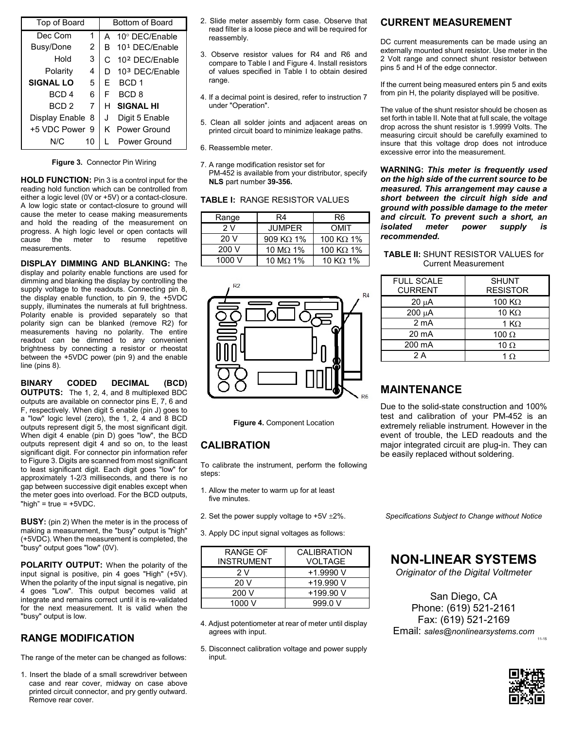| Top of Board | | Bottom of Board | |
|---|---|---|---|
| Dec Com | 1 | A | $10^0$ DEC/Enable |
| Busy/Done | 2 | B | $10^1$ DEC/Enable |
| Hold | 3 | C | $10^2$ DEC/Enable |
| Polarity | 4 | D | $10^3$ DEC/Enable |
| **SIGNAL LO** | 5 | E | BCD 1 |
| BCD 4 | 6 | F | BCD 8 |
| BCD 2 | 7 | H | **SIGNAL HI** |
| Display Enable | 8 | J | Digit 5 Enable |
| +5 VDC Power | 9 | K | Power Ground |
| N/C | 10 | L | Power Ground |

**Figure 3.** Connector Pin Wiring

**HOLD FUNCTION:** Pin 3 is a control input for the reading hold function which can be controlled from either a logic level (0V or +5V) or a contact-closure. A low logic state or contact-closure to ground will cause the meter to cease making measurements and hold the reading of the measurement on progress. A high logic level or open contacts will cause the meter to resume repetitive measurements.

**DISPLAY DIMMING AND BLANKING:** The display and polarity enable functions are used for dimming and blanking the display by controlling the supply voltage to the readouts. Connecting pin 8, the display enable function, to pin 9, the +5VDC supply, illuminates the numerals at full brightness. Polarity enable is provided separately so that polarity sign can be blanked (remove R2) for measurements having no polarity. The entire readout can be dimmed to any convenient brightness by connecting a resistor or rheostat between the +5VDC power (pin 9) and the enable line (pins 8).

**BINARY CODED DECIMAL (BCD) OUTPUTS:** The 1, 2, 4, and 8 multiplexed BDC outputs are available on connector pins E, 7, 6 and F, respectively. When digit 5 enable (pin J) goes to a "low" logic level (zero), the 1, 2, 4 and 8 BCD outputs represent digit 5, the most significant digit. When digit 4 enable (pin D) goes "low", the BCD outputs represent digit 4 and so on, to the least significant digit. For connector pin information refer to Figure 3. Digits are scanned from most significant to least significant digit. Each digit goes "low" for approximately 1-2/3 milliseconds, and there is no gap between successive digit enables except when the meter goes into overload. For the BCD outputs, "high" = true = +5VDC.

**BUSY:** (pin 2) When the meter is in the process of making a measurement, the "busy" output is "high" (+5VDC). When the measurement is completed, the "busy" output goes "low" (0V).

**POLARITY OUTPUT:** When the polarity of the input signal is positive, pin 4 goes "High" (+5V). When the polarity of the input signal is negative, pin 4 goes "Low". This output becomes valid at integrate and remains correct until it is re-validated for the next measurement. It is valid when the "busy" output is low.

## RANGE MODIFICATION

The range of the meter can be changed as follows:

1. Insert the blade of a small screwdriver between case and rear cover, midway on case above printed circuit connector, and pry gently outward. Remove rear cover.
2. Slide meter assembly form case. Observe that read filter is a loose piece and will be required for reassembly.
3. Observe resistor values for R4 and R6 and compare to Table I and Figure 4. Install resistors of values specified in Table I to obtain desired range.
4. If a decimal point is desired, refer to instruction 7 under "Operation".
5. Clean all solder joints and adjacent areas on printed circuit board to minimize leakage paths.
6. Reassemble meter.
7. A range modification resistor set for PM-452 is available from your distributor, specify **NLS** part number **39-356.**

**TABLE I:** RANGE RESISTOR VALUES

| Range | R4 | R6 |
|---|---|---|
| 2 V | JUMPER | OMIT |
| 20 V | 909 KΩ 1% | 100 KΩ 1% |
| 200 V | 10 MΩ 1% | 100 KΩ 1% |
| 1000 V | 10 MΩ 1% | 10 KΩ 1% |

R2

R4

R6

**Figure 4.** Component Location

## CALIBRATION

To calibrate the instrument, perform the following steps:

1. Allow the meter to warm up for at least five minutes.
2. Set the power supply voltage to +5V ±2%.
3. Apply DC input signal voltages as follows:

| RANGE OF INSTRUMENT | CALIBRATION VOLTAGE |
|---|---|
| 2 V | +1.9990 V |
| 20 V | +19.990 V |
| 200 V | +199.90 V |
| 1000 V | 999.0 V |

4. Adjust potentiometer at rear of meter until display agrees with input.
5. Disconnect calibration voltage and power supply input.

## CURRENT MEASUREMENT

DC current measurements can be made using an externally mounted shunt resistor. Use meter in the 2 Volt range and connect shunt resistor between pins 5 and H of the edge connector.

If the current being measured enters pin 5 and exits from pin H, the polarity displayed will be positive.

The value of the shunt resistor should be chosen as set forth in table II. Note that at full scale, the voltage drop across the shunt resistor is 1.9999 Volts. The measuring circuit should be carefully examined to insure that this voltage drop does not introduce excessive error into the measurement.

**WARNING:** ***This meter is frequently used on the high side of the current source to be measured. This arrangement may cause a short between the circuit high side and ground with possible damage to the meter and circuit. To prevent such a short, an isolated meter power supply is recommended.***

**TABLE II:** SHUNT RESISTOR VALUES for Current Measurement

| FULL SCALE CURRENT | SHUNT RESISTOR |
|---|---|
| 20 μA | 100 KΩ |
| 200 μA | 10 KΩ |
| 2 mA | 1 KΩ |
| 20 mA | 100 Ω |
| 200 mA | 10 Ω |
| 2 A | 1 Ω |

## MAINTENANCE

Due to the solid-state construction and 100% test and calibration of your PM-452 is an extremely reliable instrument. However in the event of trouble, the LED readouts and the major integrated circuit are plug-in. They can be easily replaced without soldering.

*Specifications Subject to Change without Notice*

# NON-LINEAR SYSTEMS

*Originator of the Digital Voltmeter*

San Diego, CA
Phone: (619) 521-2161
Fax: (619) 521-2169
Email: *sales@nonlinearsystems.com*

11-15